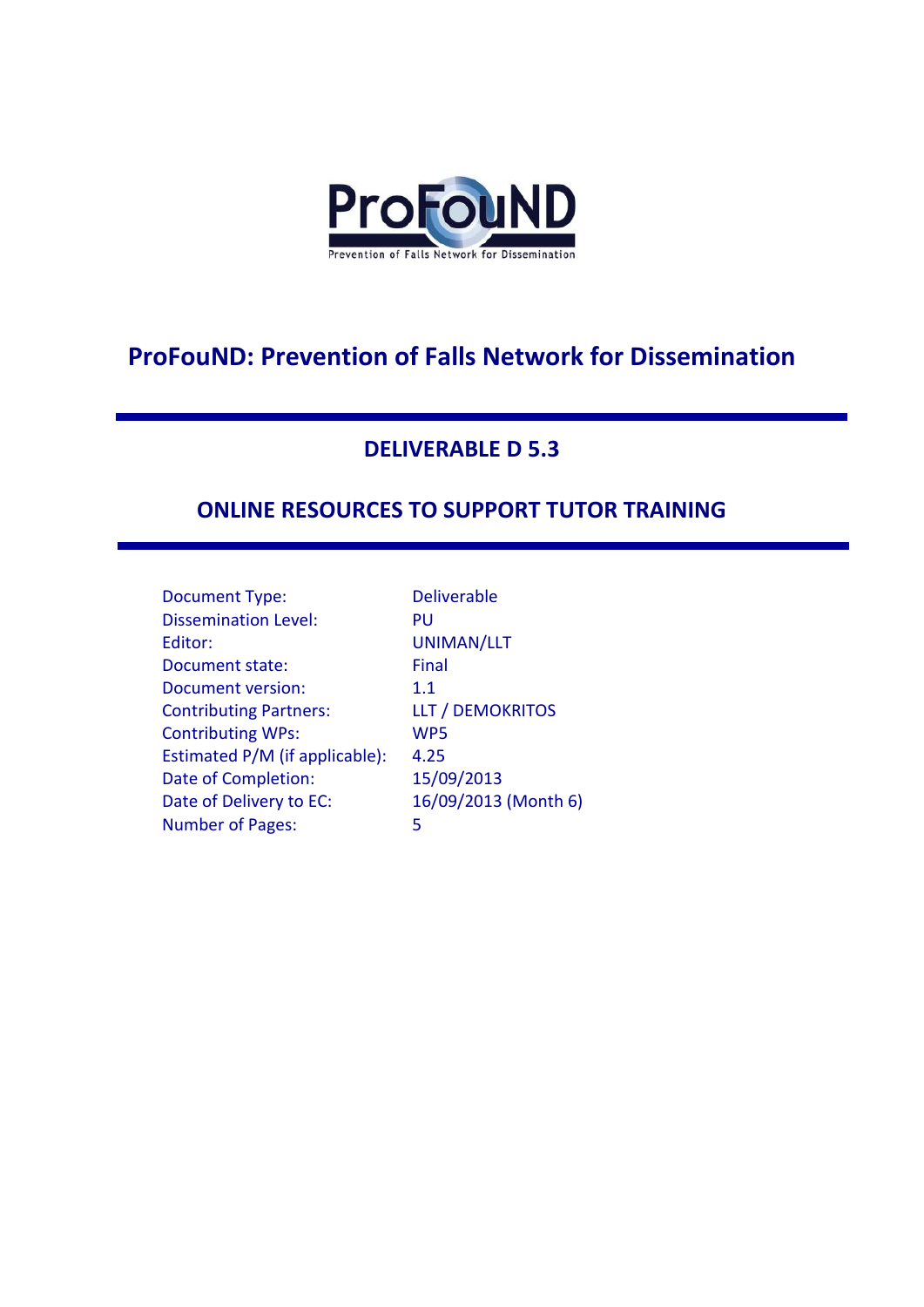ProFouND

Prevention of Falls Network for Dissemination

# ProFouND: Prevention of Falls Network for Dissemination

## DELIVERABLE D 5.3

## ONLINE RESOURCES TO SUPPORT TUTOR TRAINING

| | |
|---|---|
| Document Type: | Deliverable |
| Dissemination Level: | PU |
| Editor: | UNIMAN/LLT |
| Document state: | Final |
| Document version: | 1.1 |
| Contributing Partners: | LLT / DEMOKRITOS |
| Contributing WPs: | WP5 |
| Estimated P/M (if applicable): | 4.25 |
| Date of Completion: | 15/09/2013 |
| Date of Delivery to EC: | 16/09/2013 (Month 6) |
| Number of Pages: | 5 |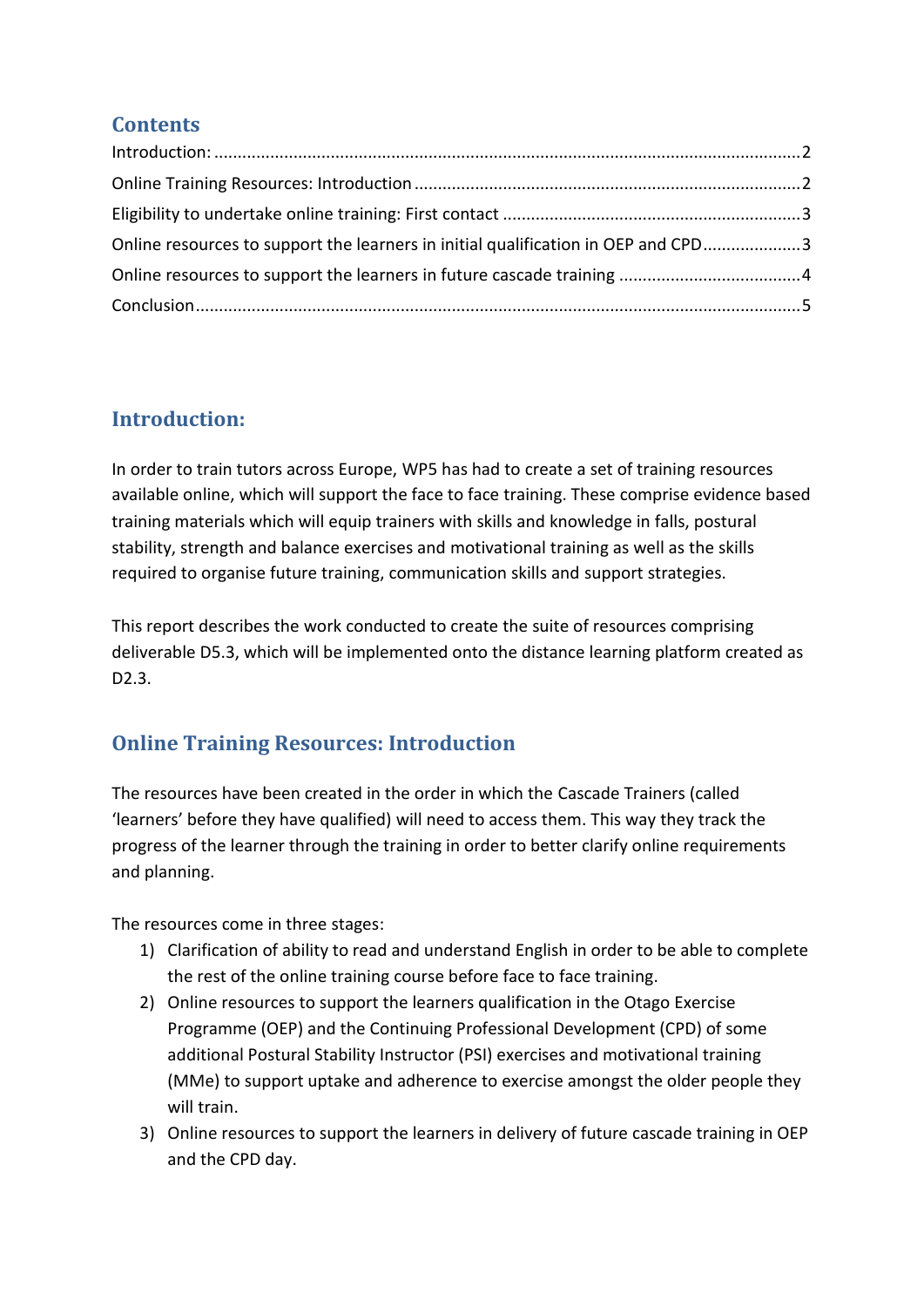## Contents

Introduction: ....................................................................................................................2
Online Training Resources: Introduction ..........................................................................2
Eligibility to undertake online training: First contact ........................................................3
Online resources to support the learners in initial qualification in OEP and CPD.................3
Online resources to support the learners in future cascade training ..................................4
Conclusion.........................................................................................................................5

## Introduction:

In order to train tutors across Europe, WP5 has had to create a set of training resources available online, which will support the face to face training. These comprise evidence based training materials which will equip trainers with skills and knowledge in falls, postural stability, strength and balance exercises and motivational training as well as the skills required to organise future training, communication skills and support strategies.

This report describes the work conducted to create the suite of resources comprising deliverable D5.3, which will be implemented onto the distance learning platform created as D2.3.

## Online Training Resources: Introduction

The resources have been created in the order in which the Cascade Trainers (called 'learners' before they have qualified) will need to access them. This way they track the progress of the learner through the training in order to better clarify online requirements and planning.

The resources come in three stages:

1) Clarification of ability to read and understand English in order to be able to complete the rest of the online training course before face to face training.
2) Online resources to support the learners qualification in the Otago Exercise Programme (OEP) and the Continuing Professional Development (CPD) of some additional Postural Stability Instructor (PSI) exercises and motivational training (MMe) to support uptake and adherence to exercise amongst the older people they will train.
3) Online resources to support the learners in delivery of future cascade training in OEP and the CPD day.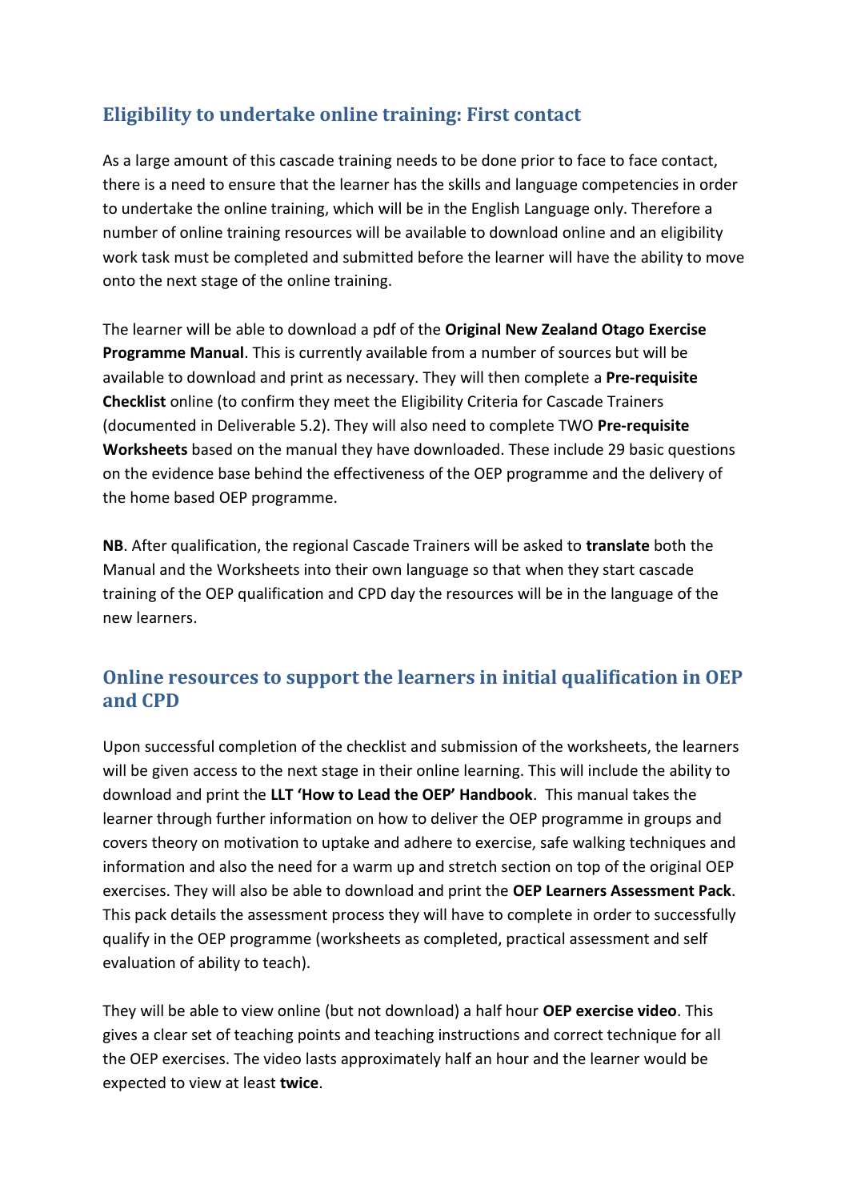## Eligibility to undertake online training: First contact

As a large amount of this cascade training needs to be done prior to face to face contact, there is a need to ensure that the learner has the skills and language competencies in order to undertake the online training, which will be in the English Language only. Therefore a number of online training resources will be available to download online and an eligibility work task must be completed and submitted before the learner will have the ability to move onto the next stage of the online training.

The learner will be able to download a pdf of the **Original New Zealand Otago Exercise Programme Manual**. This is currently available from a number of sources but will be available to download and print as necessary. They will then complete a **Pre-requisite Checklist** online (to confirm they meet the Eligibility Criteria for Cascade Trainers (documented in Deliverable 5.2). They will also need to complete TWO **Pre-requisite Worksheets** based on the manual they have downloaded. These include 29 basic questions on the evidence base behind the effectiveness of the OEP programme and the delivery of the home based OEP programme.

**NB**. After qualification, the regional Cascade Trainers will be asked to **translate** both the Manual and the Worksheets into their own language so that when they start cascade training of the OEP qualification and CPD day the resources will be in the language of the new learners.

## Online resources to support the learners in initial qualification in OEP and CPD

Upon successful completion of the checklist and submission of the worksheets, the learners will be given access to the next stage in their online learning. This will include the ability to download and print the **LLT 'How to Lead the OEP' Handbook**. This manual takes the learner through further information on how to deliver the OEP programme in groups and covers theory on motivation to uptake and adhere to exercise, safe walking techniques and information and also the need for a warm up and stretch section on top of the original OEP exercises. They will also be able to download and print the **OEP Learners Assessment Pack**. This pack details the assessment process they will have to complete in order to successfully qualify in the OEP programme (worksheets as completed, practical assessment and self evaluation of ability to teach).

They will be able to view online (but not download) a half hour **OEP exercise video**. This gives a clear set of teaching points and teaching instructions and correct technique for all the OEP exercises. The video lasts approximately half an hour and the learner would be expected to view at least **twice**.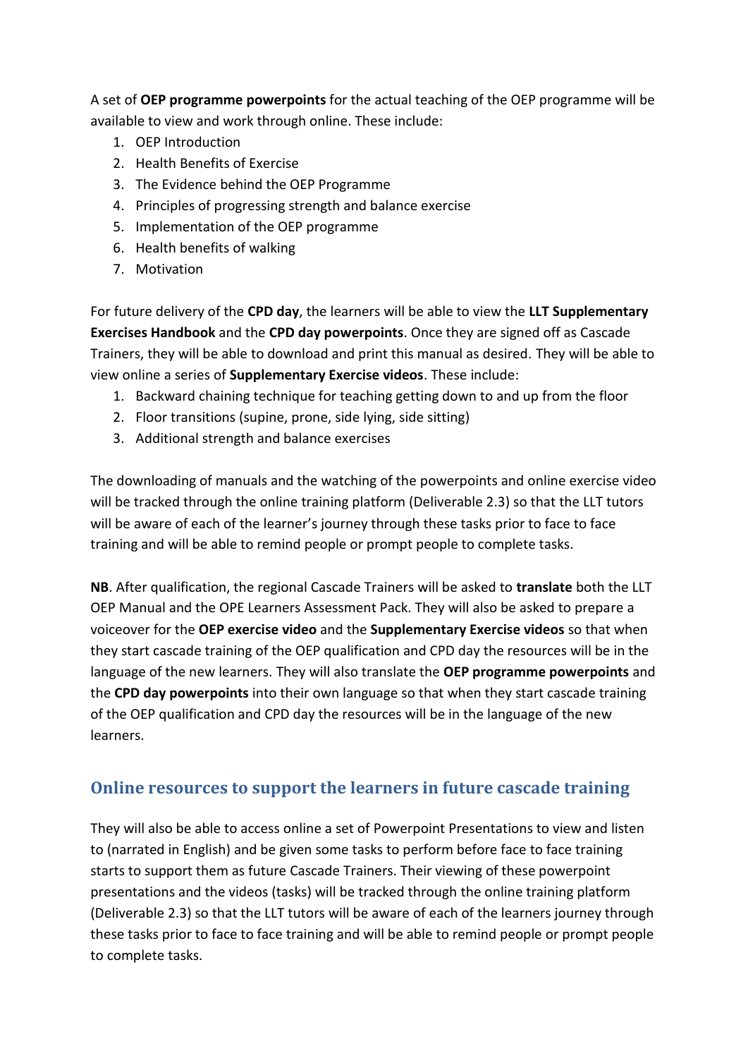A set of **OEP programme powerpoints** for the actual teaching of the OEP programme will be available to view and work through online. These include:

1. OEP Introduction
2. Health Benefits of Exercise
3. The Evidence behind the OEP Programme
4. Principles of progressing strength and balance exercise
5. Implementation of the OEP programme
6. Health benefits of walking
7. Motivation

For future delivery of the **CPD day**, the learners will be able to view the **LLT Supplementary Exercises Handbook** and the **CPD day powerpoints**. Once they are signed off as Cascade Trainers, they will be able to download and print this manual as desired. They will be able to view online a series of **Supplementary Exercise videos**. These include:

1. Backward chaining technique for teaching getting down to and up from the floor
2. Floor transitions (supine, prone, side lying, side sitting)
3. Additional strength and balance exercises

The downloading of manuals and the watching of the powerpoints and online exercise video will be tracked through the online training platform (Deliverable 2.3) so that the LLT tutors will be aware of each of the learner's journey through these tasks prior to face to face training and will be able to remind people or prompt people to complete tasks.

**NB**. After qualification, the regional Cascade Trainers will be asked to **translate** both the LLT OEP Manual and the OPE Learners Assessment Pack. They will also be asked to prepare a voiceover for the **OEP exercise video** and the **Supplementary Exercise videos** so that when they start cascade training of the OEP qualification and CPD day the resources will be in the language of the new learners. They will also translate the **OEP programme powerpoints** and the **CPD day powerpoints** into their own language so that when they start cascade training of the OEP qualification and CPD day the resources will be in the language of the new learners.

## Online resources to support the learners in future cascade training

They will also be able to access online a set of Powerpoint Presentations to view and listen to (narrated in English) and be given some tasks to perform before face to face training starts to support them as future Cascade Trainers. Their viewing of these powerpoint presentations and the videos (tasks) will be tracked through the online training platform (Deliverable 2.3) so that the LLT tutors will be aware of each of the learners journey through these tasks prior to face to face training and will be able to remind people or prompt people to complete tasks.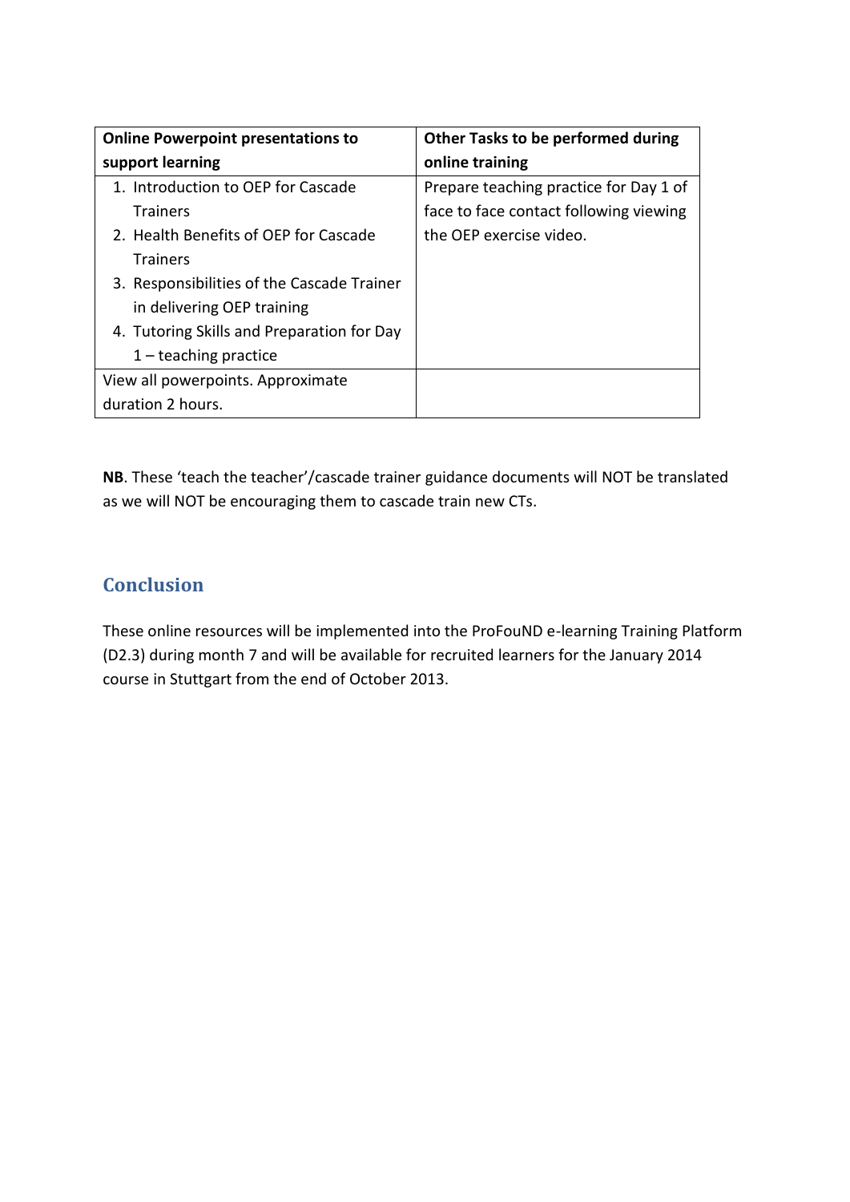| **Online Powerpoint presentations to support learning** | **Other Tasks to be performed during online training** |
| --- | --- |
| 1. Introduction to OEP for Cascade Trainers<br>2. Health Benefits of OEP for Cascade Trainers<br>3. Responsibilities of the Cascade Trainer in delivering OEP training<br>4. Tutoring Skills and Preparation for Day 1 – teaching practice | Prepare teaching practice for Day 1 of face to face contact following viewing the OEP exercise video. |
| View all powerpoints. Approximate duration 2 hours. | |

**NB**. These 'teach the teacher'/cascade trainer guidance documents will NOT be translated as we will NOT be encouraging them to cascade train new CTs.

## Conclusion

These online resources will be implemented into the ProFouND e-learning Training Platform (D2.3) during month 7 and will be available for recruited learners for the January 2014 course in Stuttgart from the end of October 2013.